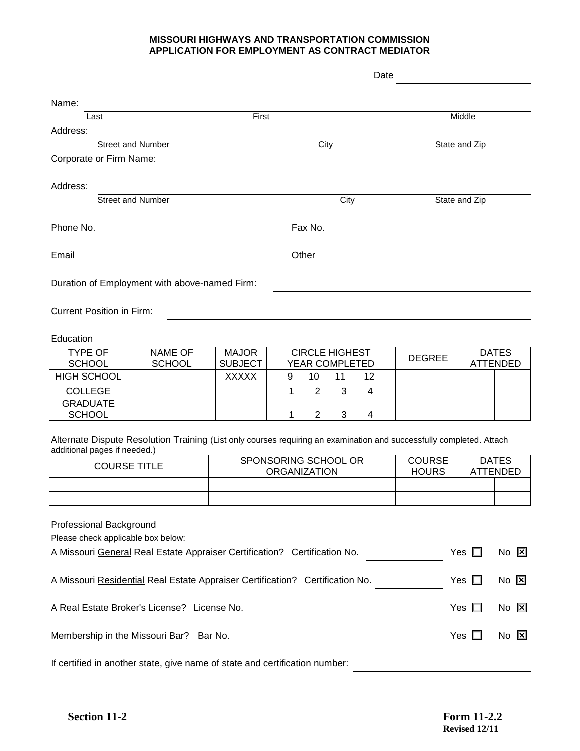**MISSOURI HIGHWAYS AND TRANSPORTATION COMMISSION**
**APPLICATION FOR EMPLOYMENT AS CONTRACT MEDIATOR**

Date ______________________

Name: ______________________________________________________________
Last First Middle

Address: ____________________________________________________________
Street and Number City State and Zip

Corporate or Firm Name: ______________________________________________

Address: ____________________________________________________________
Street and Number City State and Zip

Phone No. ______________________ Fax No. ______________________

Email ______________________ Other ______________________

Duration of Employment with above-named Firm: ______________________

Current Position in Firm: ______________________

Education

| TYPE OF SCHOOL | NAME OF SCHOOL | MAJOR SUBJECT | CIRCLE HIGHEST YEAR COMPLETED | DEGREE | DATES ATTENDED | |
|---|---|---|---|---|---|---|
| HIGH SCHOOL | | XXXXX | 9 10 11 12 | | | |
| COLLEGE | | | 1 2 3 4 | | | |
| GRADUATE SCHOOL | | | 1 2 3 4 | | | |

Alternate Dispute Resolution Training (List only courses requiring an examination and successfully completed. Attach additional pages if needed.)

| COURSE TITLE | SPONSORING SCHOOL OR ORGANIZATION | COURSE HOURS | DATES ATTENDED | |
|---|---|---|---|---|
| | | | | |
| | | | | |

Professional Background

Please check applicable box below:

A Missouri General Real Estate Appraiser Certification? Certification No. ____________ Yes ☐ No ☒

A Missouri Residential Real Estate Appraiser Certification? Certification No. ____________ Yes ☐ No ☒

A Real Estate Broker's License? License No. ______________________ Yes ☐ No ☒

Membership in the Missouri Bar? Bar No. ______________________ Yes ☐ No ☒

If certified in another state, give name of state and certification number: ______________________

**Section 11-2** **Form 11-2.2**
**Revised 12/11**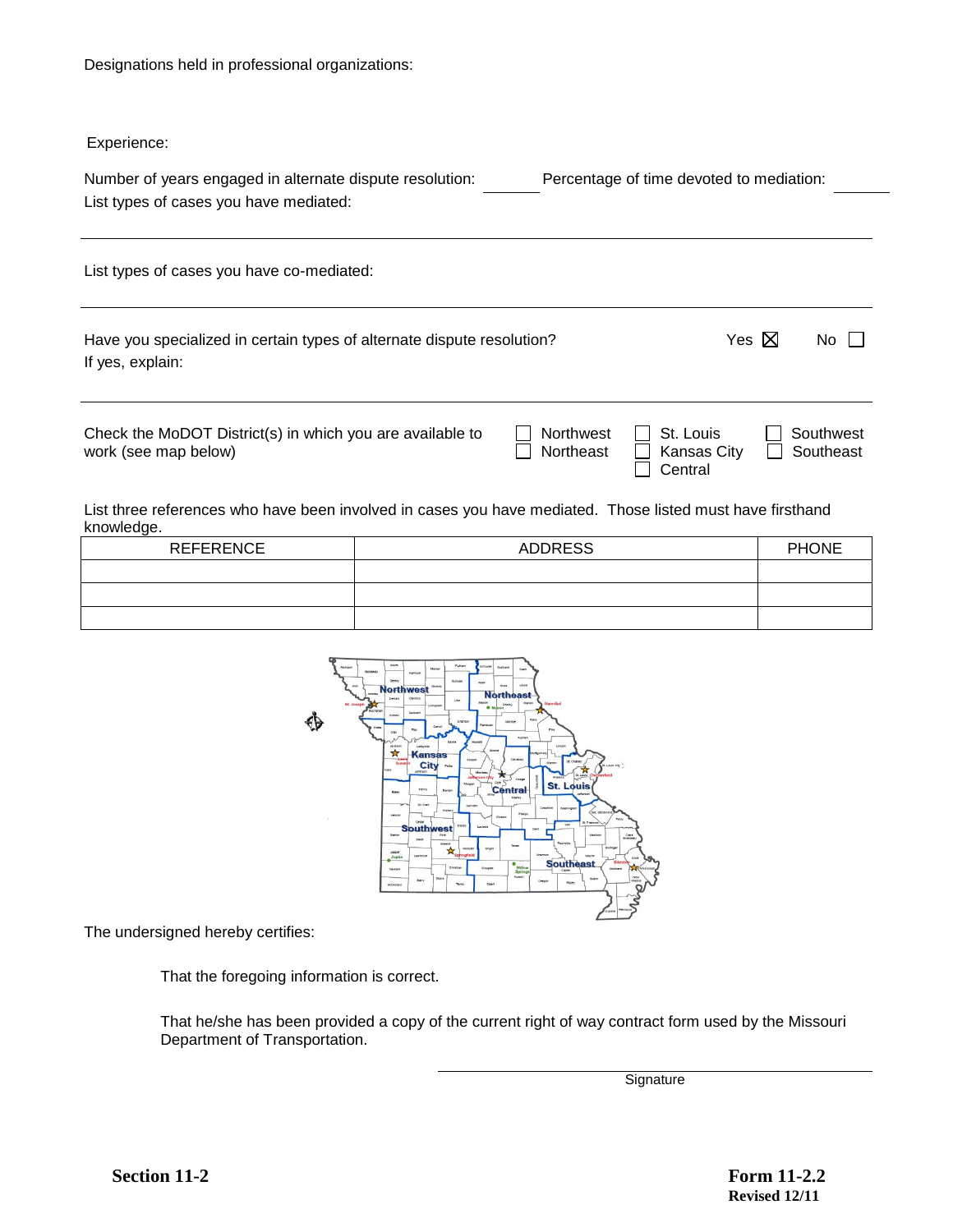Designations held in professional organizations:

Experience:

Number of years engaged in alternate dispute resolution: ______ Percentage of time devoted to mediation: ______

List types of cases you have mediated:

---

List types of cases you have co-mediated:

---

Have you specialized in certain types of alternate dispute resolution? Yes ☒ No ☐

If yes, explain:

---

Check the MoDOT District(s) in which you are available to work (see map below)

☐ Northwest ☐ St. Louis ☐ Southwest
☐ Northeast ☐ Kansas City ☐ Southeast
☐ Central

List three references who have been involved in cases you have mediated. Those listed must have firsthand knowledge.

| REFERENCE | ADDRESS | PHONE |
|---|---|---|
| | | |
| | | |
| | | |

Northwest
Northeast
Kansas City
Central
St. Louis
Southwest
Southeast

The undersigned hereby certifies:

That the foregoing information is correct.

That he/she has been provided a copy of the current right of way contract form used by the Missouri Department of Transportation.

______________________________
Signature

**Section 11-2**

**Form 11-2.2**
**Revised 12/11**